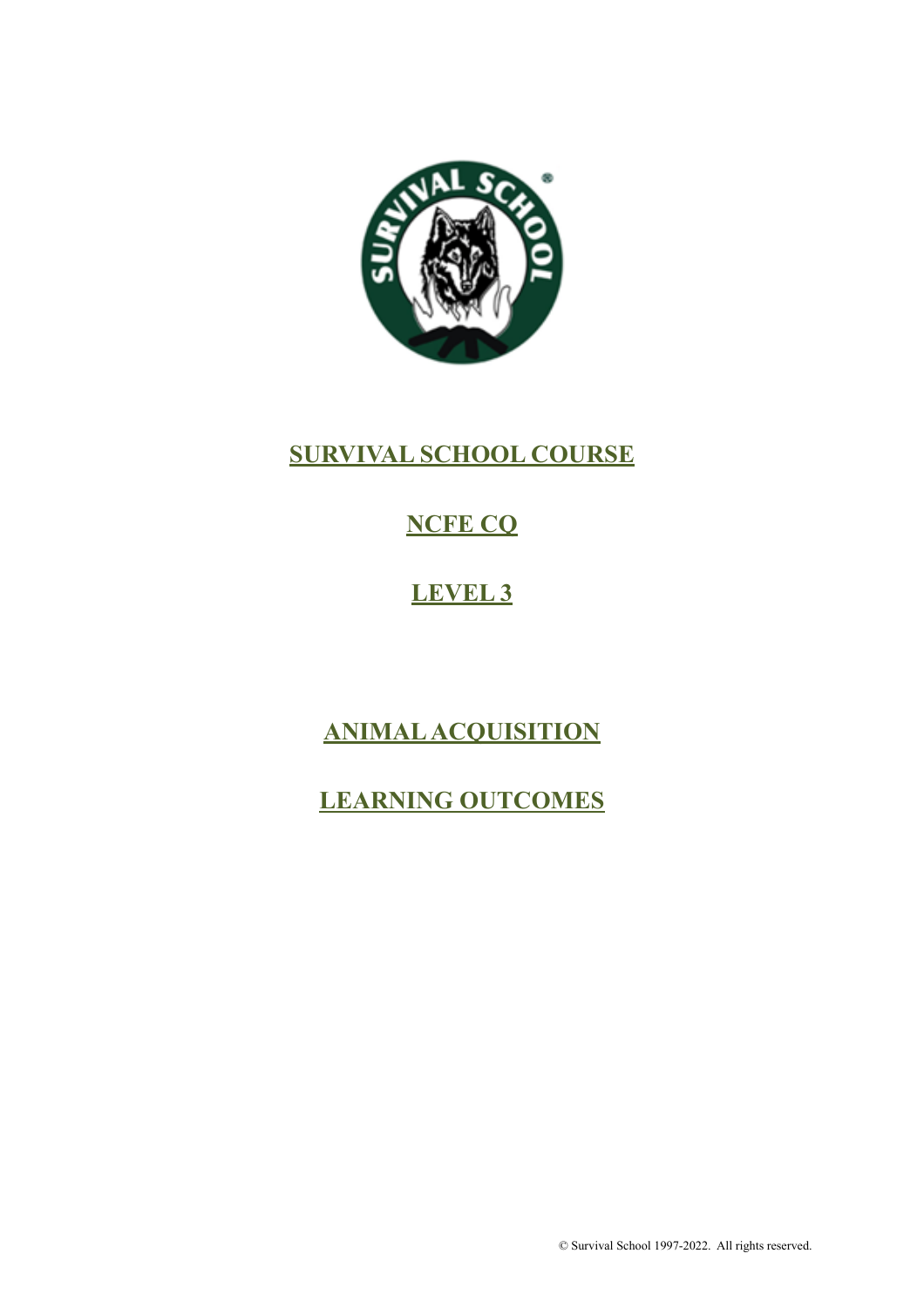# SURVIVAL SCHOOL COURSE

# NCFE CQ

# LEVEL 3

# ANIMAL ACQUISITION

# LEARNING OUTCOMES

© Survival School 1997-2022. All rights reserved.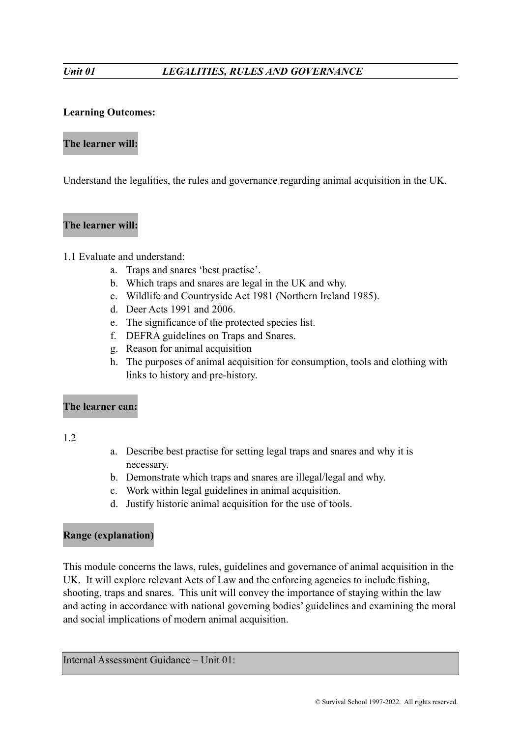## *Unit 01* *LEGALITIES, RULES AND GOVERNANCE*

**Learning Outcomes:**

**The learner will:**

Understand the legalities, the rules and governance regarding animal acquisition in the UK.

**The learner will:**

1.1 Evaluate and understand:

a. Traps and snares 'best practise'.
b. Which traps and snares are legal in the UK and why.
c. Wildlife and Countryside Act 1981 (Northern Ireland 1985).
d. Deer Acts 1991 and 2006.
e. The significance of the protected species list.
f. DEFRA guidelines on Traps and Snares.
g. Reason for animal acquisition
h. The purposes of animal acquisition for consumption, tools and clothing with links to history and pre-history.

**The learner can:**

1.2

a. Describe best practise for setting legal traps and snares and why it is necessary.
b. Demonstrate which traps and snares are illegal/legal and why.
c. Work within legal guidelines in animal acquisition.
d. Justify historic animal acquisition for the use of tools.

**Range (explanation)**

This module concerns the laws, rules, guidelines and governance of animal acquisition in the UK. It will explore relevant Acts of Law and the enforcing agencies to include fishing, shooting, traps and snares. This unit will convey the importance of staying within the law and acting in accordance with national governing bodies' guidelines and examining the moral and social implications of modern animal acquisition.

| Internal Assessment Guidance – Unit 01: |
| --- |

© Survival School 1997-2022. All rights reserved.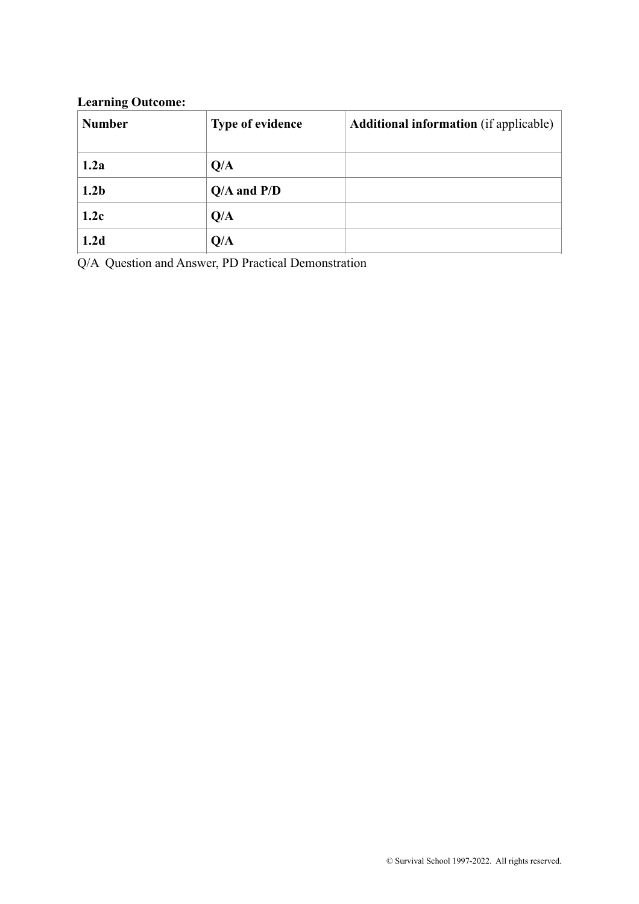**Learning Outcome:**

| **Number** | **Type of evidence** | **Additional information** (if applicable) |
| --- | --- | --- |
| **1.2a** | **Q/A** | |
| **1.2b** | **Q/A and P/D** | |
| **1.2c** | **Q/A** | |
| **1.2d** | **Q/A** | |

Q/A Question and Answer, PD Practical Demonstration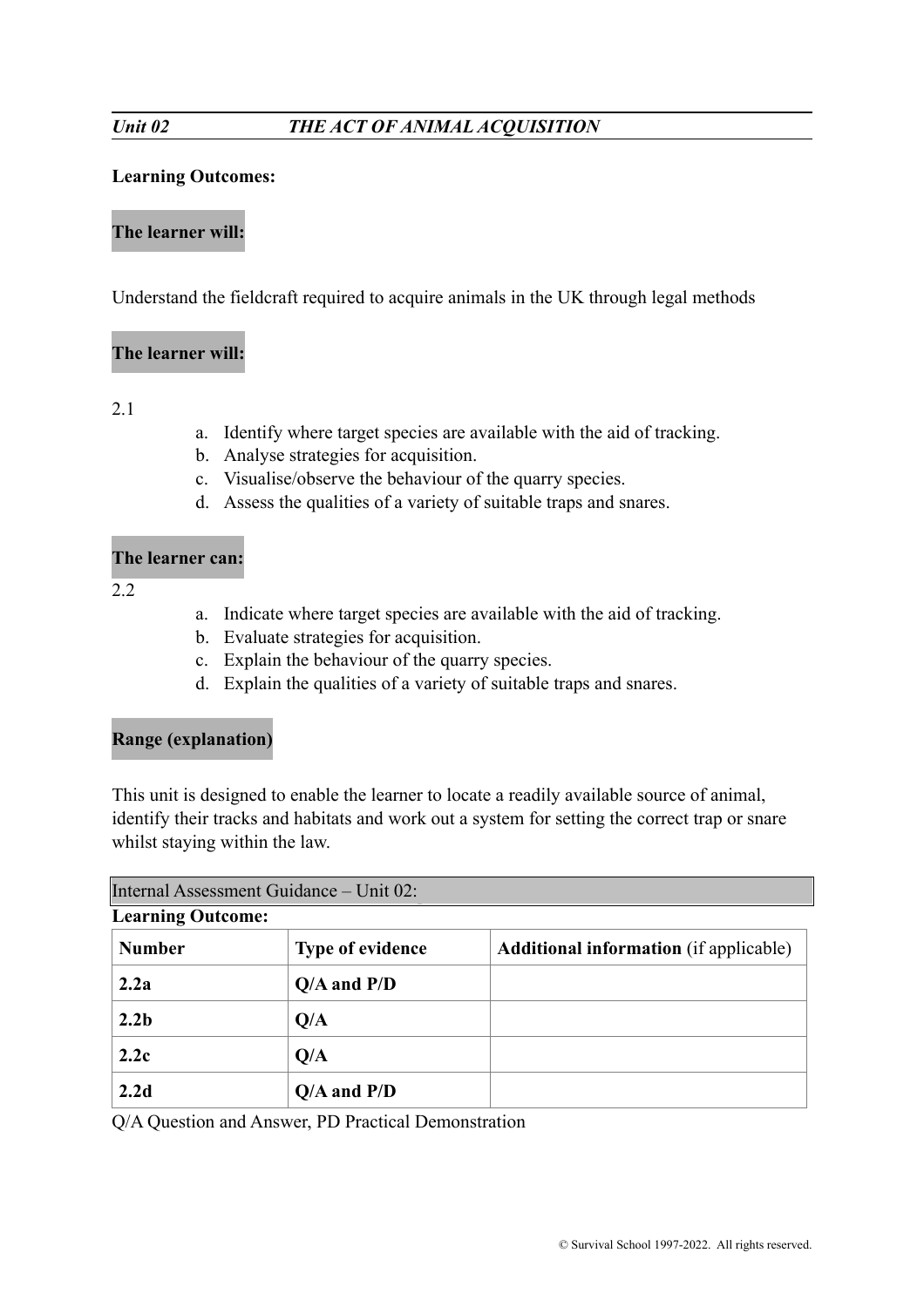*Unit 02 THE ACT OF ANIMAL ACQUISITION*

**Learning Outcomes:**

**The learner will:**

Understand the fieldcraft required to acquire animals in the UK through legal methods

**The learner will:**

2.1

a. Identify where target species are available with the aid of tracking.
b. Analyse strategies for acquisition.
c. Visualise/observe the behaviour of the quarry species.
d. Assess the qualities of a variety of suitable traps and snares.

**The learner can:**

2.2

a. Indicate where target species are available with the aid of tracking.
b. Evaluate strategies for acquisition.
c. Explain the behaviour of the quarry species.
d. Explain the qualities of a variety of suitable traps and snares.

**Range (explanation)**

This unit is designed to enable the learner to locate a readily available source of animal, identify their tracks and habitats and work out a system for setting the correct trap or snare whilst staying within the law.

Internal Assessment Guidance – Unit 02:

**Learning Outcome:**

| **Number** | **Type of evidence** | **Additional information** (if applicable) |
|---|---|---|
| **2.2a** | **Q/A and P/D** | |
| **2.2b** | **Q/A** | |
| **2.2c** | **Q/A** | |
| **2.2d** | **Q/A and P/D** | |

Q/A Question and Answer, PD Practical Demonstration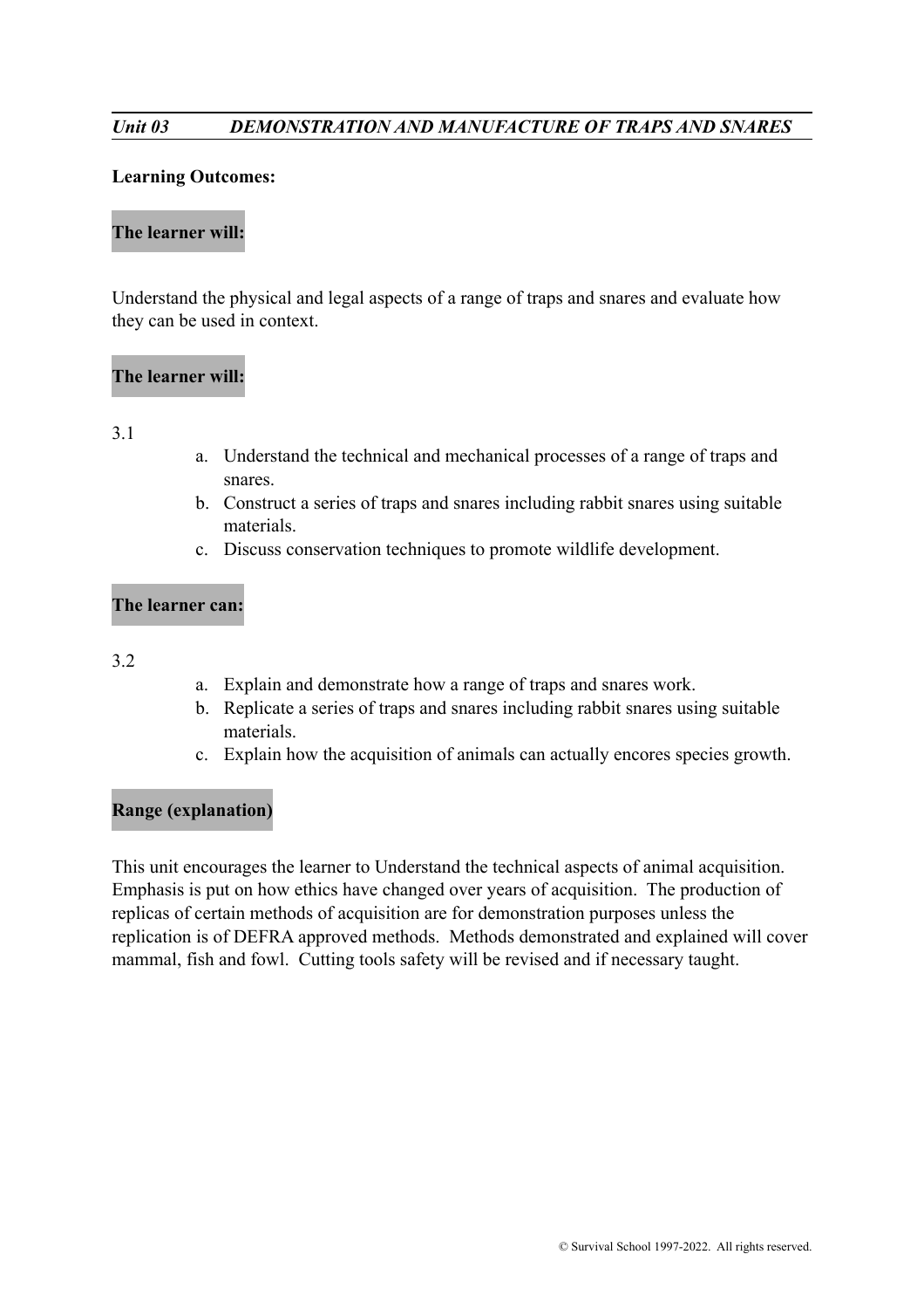***Unit 03 DEMONSTRATION AND MANUFACTURE OF TRAPS AND SNARES***

**Learning Outcomes:**

**The learner will:**

Understand the physical and legal aspects of a range of traps and snares and evaluate how they can be used in context.

**The learner will:**

3.1

a. Understand the technical and mechanical processes of a range of traps and snares.
b. Construct a series of traps and snares including rabbit snares using suitable materials.
c. Discuss conservation techniques to promote wildlife development.

**The learner can:**

3.2

a. Explain and demonstrate how a range of traps and snares work.
b. Replicate a series of traps and snares including rabbit snares using suitable materials.
c. Explain how the acquisition of animals can actually encores species growth.

**Range (explanation)**

This unit encourages the learner to Understand the technical aspects of animal acquisition. Emphasis is put on how ethics have changed over years of acquisition. The production of replicas of certain methods of acquisition are for demonstration purposes unless the replication is of DEFRA approved methods. Methods demonstrated and explained will cover mammal, fish and fowl. Cutting tools safety will be revised and if necessary taught.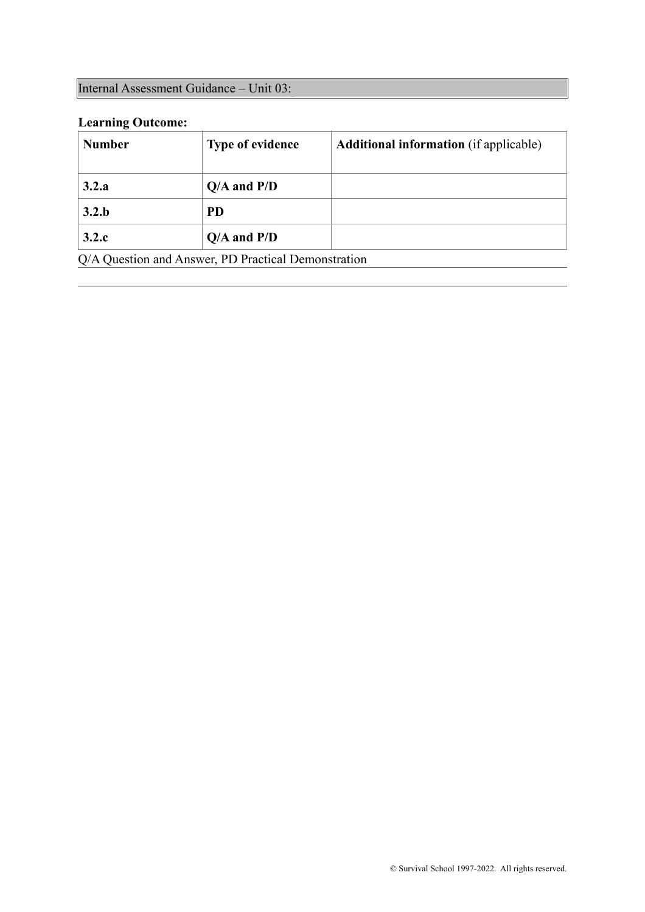Internal Assessment Guidance – Unit 03:

**Learning Outcome:**

| **Number** | **Type of evidence** | **Additional information** (if applicable) |
|---|---|---|
| **3.2.a** | **Q/A and P/D** | |
| **3.2.b** | **PD** | |
| **3.2.c** | **Q/A and P/D** | |

Q/A Question and Answer, PD Practical Demonstration

---

© Survival School 1997-2022. All rights reserved.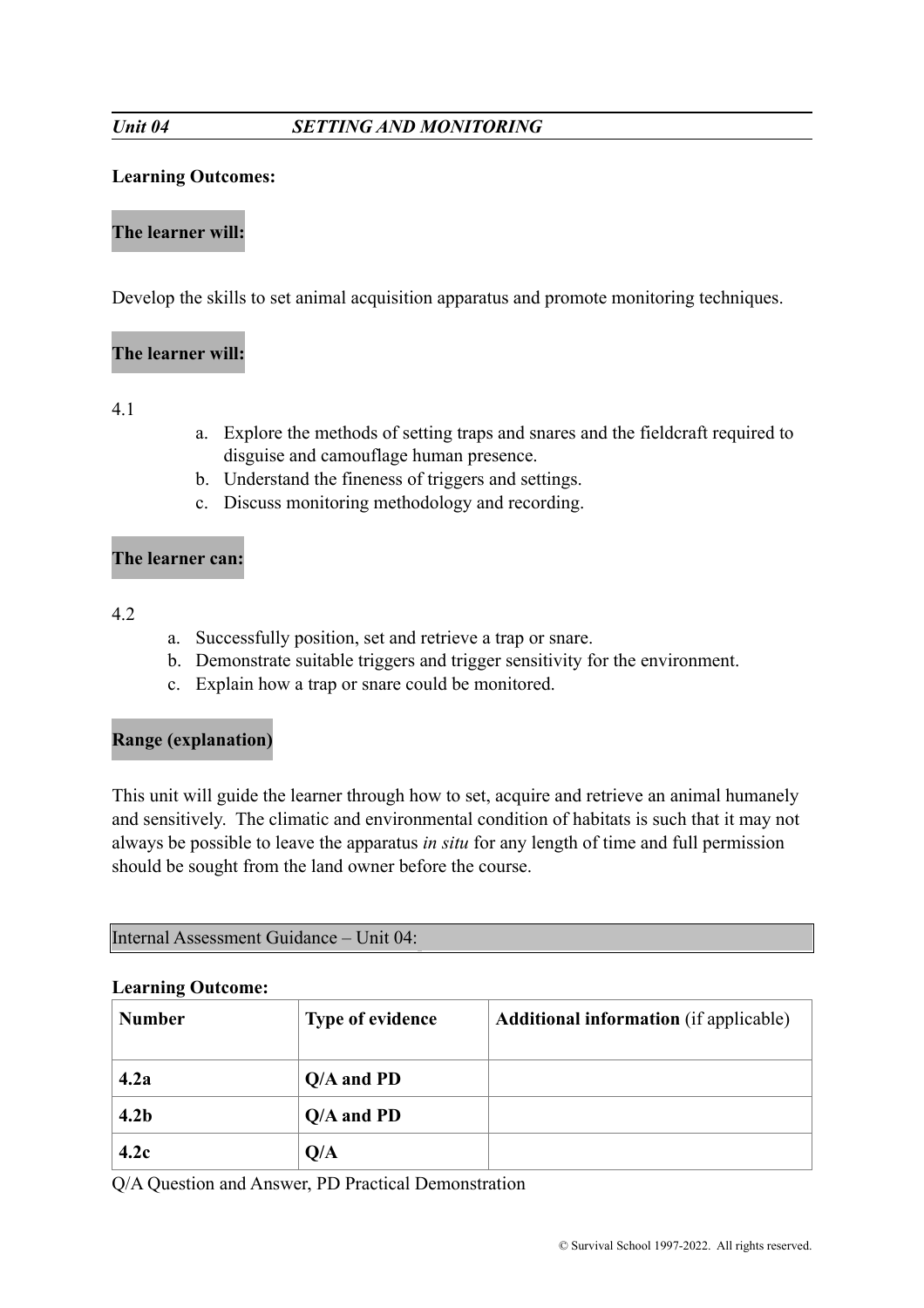## *Unit 04* *SETTING AND MONITORING*

**Learning Outcomes:**

**The learner will:**

Develop the skills to set animal acquisition apparatus and promote monitoring techniques.

**The learner will:**

4.1

a. Explore the methods of setting traps and snares and the fieldcraft required to disguise and camouflage human presence.
b. Understand the fineness of triggers and settings.
c. Discuss monitoring methodology and recording.

**The learner can:**

4.2

a. Successfully position, set and retrieve a trap or snare.
b. Demonstrate suitable triggers and trigger sensitivity for the environment.
c. Explain how a trap or snare could be monitored.

**Range (explanation)**

This unit will guide the learner through how to set, acquire and retrieve an animal humanely and sensitively. The climatic and environmental condition of habitats is such that it may not always be possible to leave the apparatus *in situ* for any length of time and full permission should be sought from the land owner before the course.

Internal Assessment Guidance – Unit 04:

**Learning Outcome:**

| **Number** | **Type of evidence** | **Additional information** (if applicable) |
|---|---|---|
| **4.2a** | **Q/A and PD** | |
| **4.2b** | **Q/A and PD** | |
| **4.2c** | **Q/A** | |

Q/A Question and Answer, PD Practical Demonstration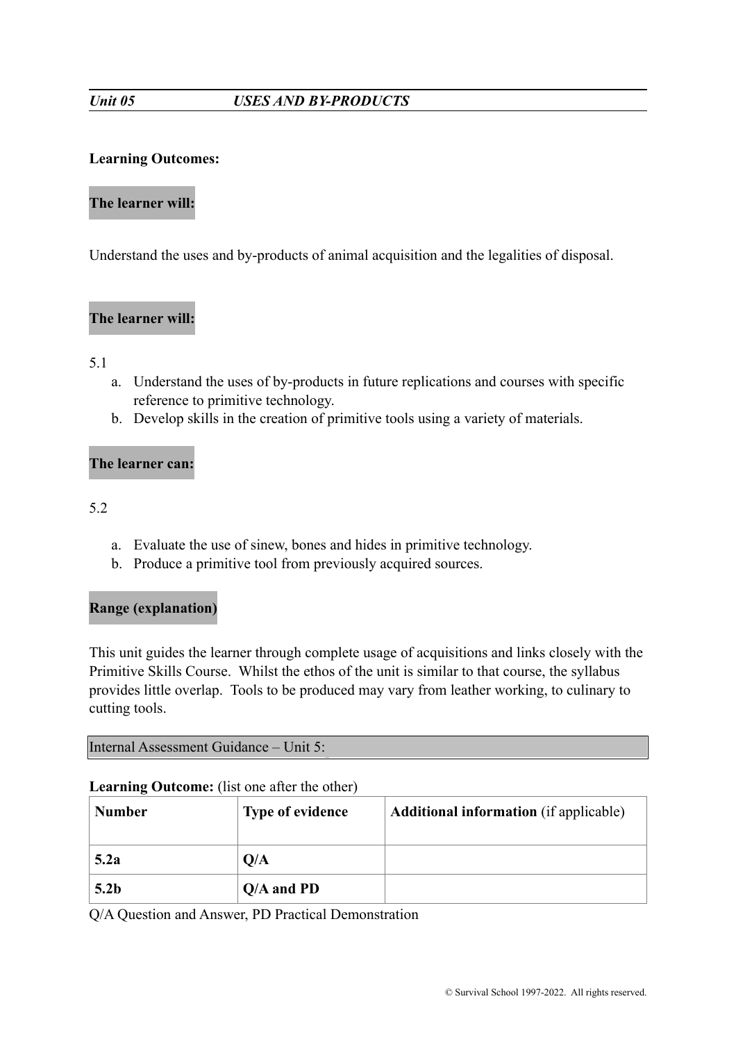***Unit 05 USES AND BY-PRODUCTS***

**Learning Outcomes:**

**The learner will:**

Understand the uses and by-products of animal acquisition and the legalities of disposal.

**The learner will:**

5.1

a. Understand the uses of by-products in future replications and courses with specific reference to primitive technology.
b. Develop skills in the creation of primitive tools using a variety of materials.

**The learner can:**

5.2

a. Evaluate the use of sinew, bones and hides in primitive technology.
b. Produce a primitive tool from previously acquired sources.

**Range (explanation)**

This unit guides the learner through complete usage of acquisitions and links closely with the Primitive Skills Course. Whilst the ethos of the unit is similar to that course, the syllabus provides little overlap. Tools to be produced may vary from leather working, to culinary to cutting tools.

Internal Assessment Guidance – Unit 5:

**Learning Outcome:** (list one after the other)

| **Number** | **Type of evidence** | **Additional information** (if applicable) |
|---|---|---|
| **5.2a** | **Q/A** | |
| **5.2b** | **Q/A and PD** | |

Q/A Question and Answer, PD Practical Demonstration